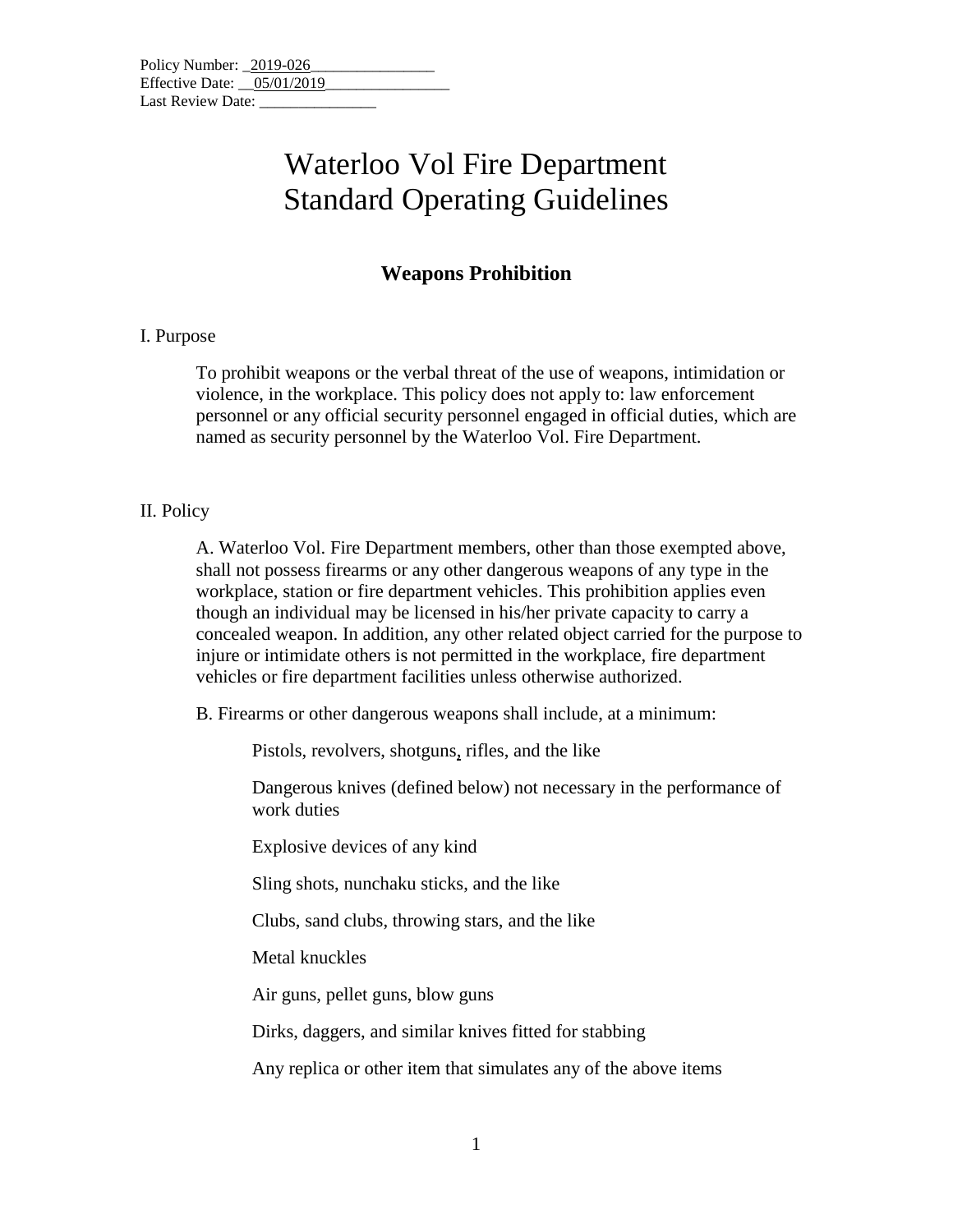Policy Number: 2019-026
Effective Date: 05/01/2019
Last Review Date: _______________

# Waterloo Vol Fire Department Standard Operating Guidelines

## Weapons Prohibition

I. Purpose

To prohibit weapons or the verbal threat of the use of weapons, intimidation or violence, in the workplace. This policy does not apply to: law enforcement personnel or any official security personnel engaged in official duties, which are named as security personnel by the Waterloo Vol. Fire Department.

II. Policy

A. Waterloo Vol. Fire Department members, other than those exempted above, shall not possess firearms or any other dangerous weapons of any type in the workplace, station or fire department vehicles. This prohibition applies even though an individual may be licensed in his/her private capacity to carry a concealed weapon. In addition, any other related object carried for the purpose to injure or intimidate others is not permitted in the workplace, fire department vehicles or fire department facilities unless otherwise authorized.

B. Firearms or other dangerous weapons shall include, at a minimum:

- Pistols, revolvers, shotguns, rifles, and the like
- Dangerous knives (defined below) not necessary in the performance of work duties
- Explosive devices of any kind
- Sling shots, nunchaku sticks, and the like
- Clubs, sand clubs, throwing stars, and the like
- Metal knuckles
- Air guns, pellet guns, blow guns
- Dirks, daggers, and similar knives fitted for stabbing
- Any replica or other item that simulates any of the above items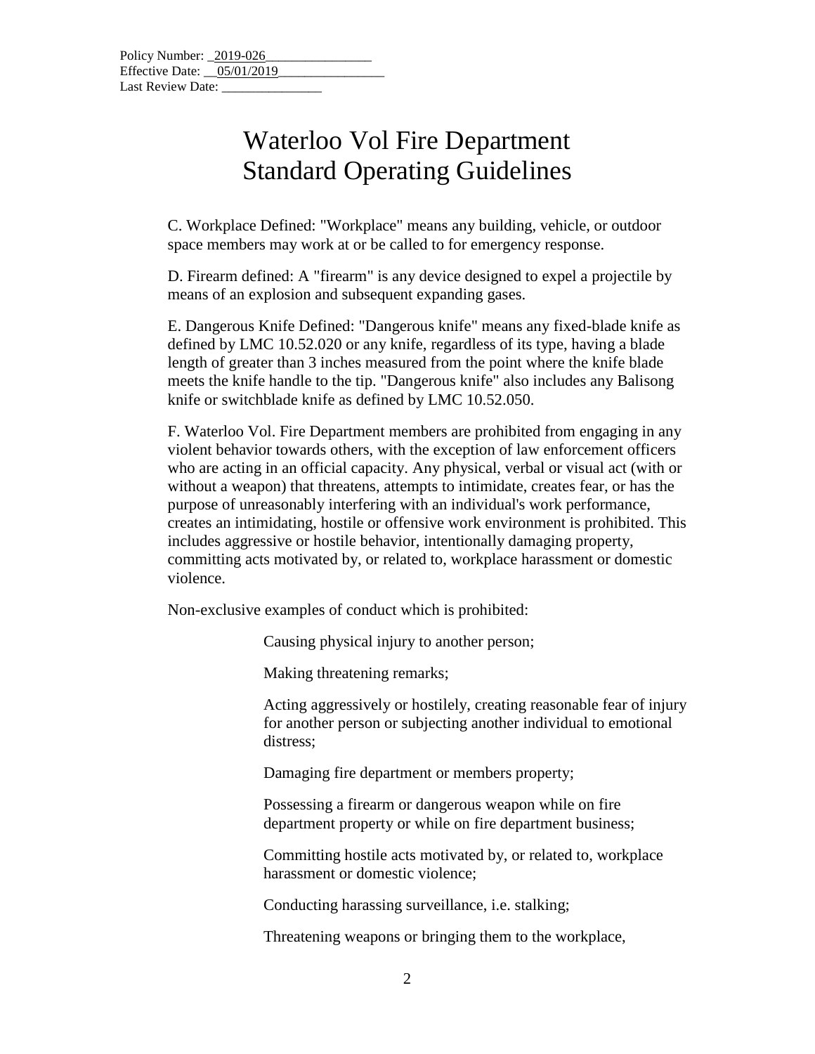Policy Number: 2019-026
Effective Date: 05/01/2019
Last Review Date: _______________

# Waterloo Vol Fire Department Standard Operating Guidelines

C. Workplace Defined: "Workplace" means any building, vehicle, or outdoor space members may work at or be called to for emergency response.

D. Firearm defined: A "firearm" is any device designed to expel a projectile by means of an explosion and subsequent expanding gases.

E. Dangerous Knife Defined: "Dangerous knife" means any fixed-blade knife as defined by LMC 10.52.020 or any knife, regardless of its type, having a blade length of greater than 3 inches measured from the point where the knife blade meets the knife handle to the tip. "Dangerous knife" also includes any Balisong knife or switchblade knife as defined by LMC 10.52.050.

F. Waterloo Vol. Fire Department members are prohibited from engaging in any violent behavior towards others, with the exception of law enforcement officers who are acting in an official capacity. Any physical, verbal or visual act (with or without a weapon) that threatens, attempts to intimidate, creates fear, or has the purpose of unreasonably interfering with an individual's work performance, creates an intimidating, hostile or offensive work environment is prohibited. This includes aggressive or hostile behavior, intentionally damaging property, committing acts motivated by, or related to, workplace harassment or domestic violence.

Non-exclusive examples of conduct which is prohibited:

Causing physical injury to another person;

Making threatening remarks;

Acting aggressively or hostilely, creating reasonable fear of injury for another person or subjecting another individual to emotional distress;

Damaging fire department or members property;

Possessing a firearm or dangerous weapon while on fire department property or while on fire department business;

Committing hostile acts motivated by, or related to, workplace harassment or domestic violence;

Conducting harassing surveillance, i.e. stalking;

Threatening weapons or bringing them to the workplace,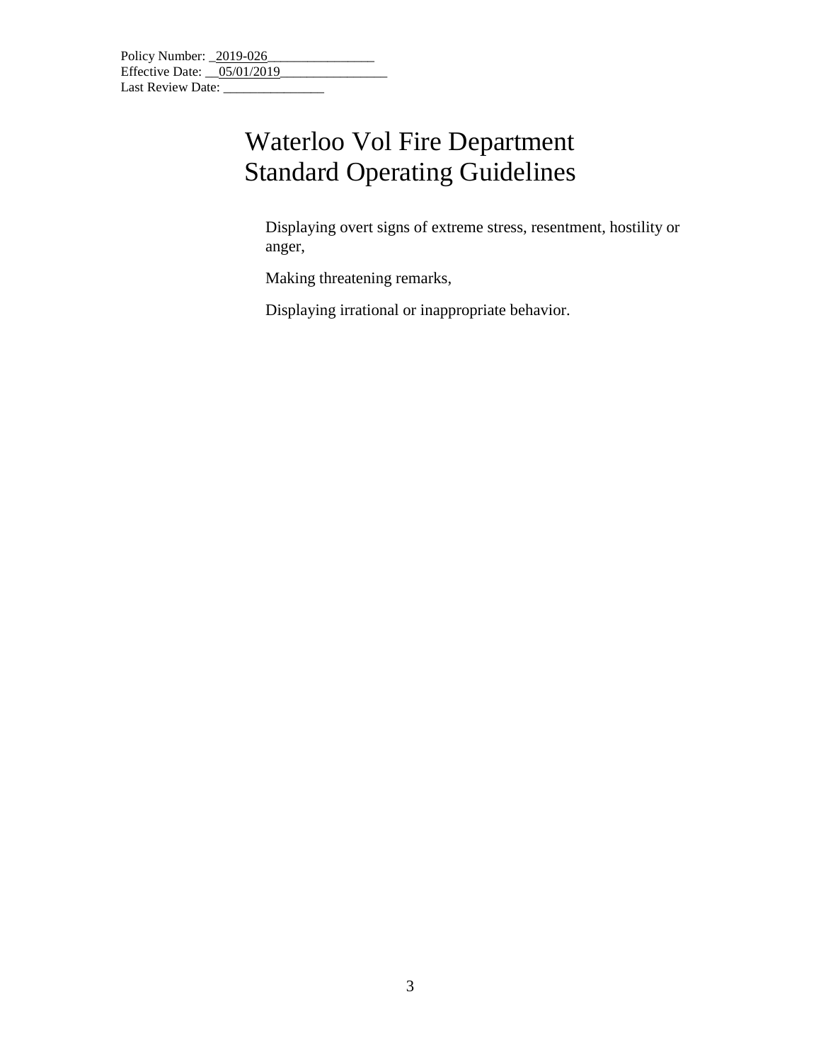Policy Number: _2019-026________________
Effective Date: __05/01/2019________________
Last Review Date: _______________

# Waterloo Vol Fire Department
# Standard Operating Guidelines

Displaying overt signs of extreme stress, resentment, hostility or anger,

Making threatening remarks,

Displaying irrational or inappropriate behavior.